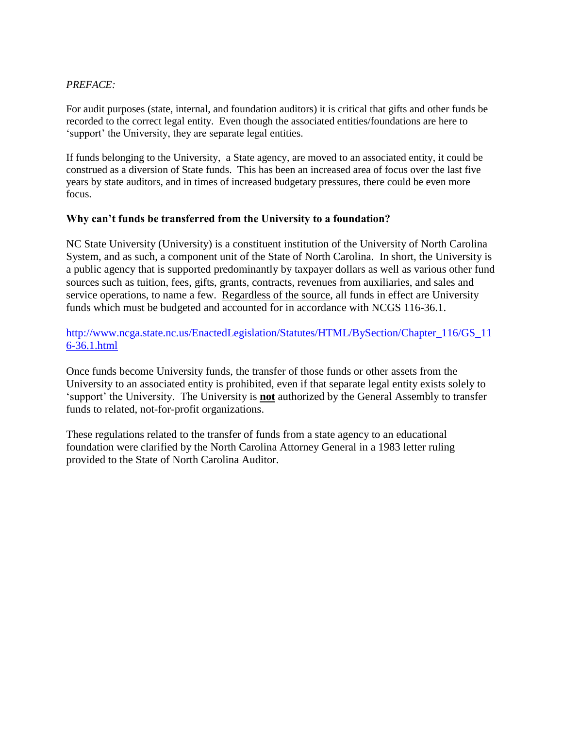*PREFACE:*

For audit purposes (state, internal, and foundation auditors) it is critical that gifts and other funds be recorded to the correct legal entity. Even though the associated entities/foundations are here to 'support' the University, they are separate legal entities.

If funds belonging to the University, a State agency, are moved to an associated entity, it could be construed as a diversion of State funds. This has been an increased area of focus over the last five years by state auditors, and in times of increased budgetary pressures, there could be even more focus.

**Why can't funds be transferred from the University to a foundation?**

NC State University (University) is a constituent institution of the University of North Carolina System, and as such, a component unit of the State of North Carolina. In short, the University is a public agency that is supported predominantly by taxpayer dollars as well as various other fund sources such as tuition, fees, gifts, grants, contracts, revenues from auxiliaries, and sales and service operations, to name a few. <u>Regardless of the source</u>, all funds in effect are University funds which must be budgeted and accounted for in accordance with NCGS 116-36.1.

[http://www.ncga.state.nc.us/EnactedLegislation/Statutes/HTML/BySection/Chapter_116/GS_116-36.1.html](http://www.ncga.state.nc.us/EnactedLegislation/Statutes/HTML/BySection/Chapter_116/GS_116-36.1.html)

Once funds become University funds, the transfer of those funds or other assets from the University to an associated entity is prohibited, even if that separate legal entity exists solely to 'support' the University. The University is **<u>not</u>** authorized by the General Assembly to transfer funds to related, not-for-profit organizations.

These regulations related to the transfer of funds from a state agency to an educational foundation were clarified by the North Carolina Attorney General in a 1983 letter ruling provided to the State of North Carolina Auditor.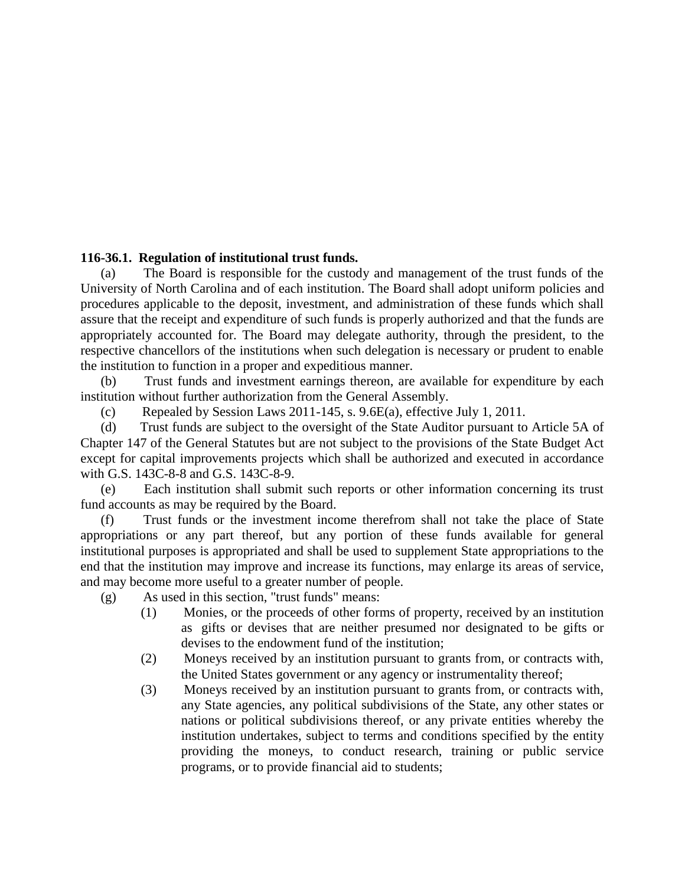**116-36.1. Regulation of institutional trust funds.**

(a) The Board is responsible for the custody and management of the trust funds of the University of North Carolina and of each institution. The Board shall adopt uniform policies and procedures applicable to the deposit, investment, and administration of these funds which shall assure that the receipt and expenditure of such funds is properly authorized and that the funds are appropriately accounted for. The Board may delegate authority, through the president, to the respective chancellors of the institutions when such delegation is necessary or prudent to enable the institution to function in a proper and expeditious manner.

(b) Trust funds and investment earnings thereon, are available for expenditure by each institution without further authorization from the General Assembly.

(c) Repealed by Session Laws 2011-145, s. 9.6E(a), effective July 1, 2011.

(d) Trust funds are subject to the oversight of the State Auditor pursuant to Article 5A of Chapter 147 of the General Statutes but are not subject to the provisions of the State Budget Act except for capital improvements projects which shall be authorized and executed in accordance with G.S. 143C-8-8 and G.S. 143C-8-9.

(e) Each institution shall submit such reports or other information concerning its trust fund accounts as may be required by the Board.

(f) Trust funds or the investment income therefrom shall not take the place of State appropriations or any part thereof, but any portion of these funds available for general institutional purposes is appropriated and shall be used to supplement State appropriations to the end that the institution may improve and increase its functions, may enlarge its areas of service, and may become more useful to a greater number of people.

(g) As used in this section, "trust funds" means:

(1) Monies, or the proceeds of other forms of property, received by an institution as gifts or devises that are neither presumed nor designated to be gifts or devises to the endowment fund of the institution;

(2) Moneys received by an institution pursuant to grants from, or contracts with, the United States government or any agency or instrumentality thereof;

(3) Moneys received by an institution pursuant to grants from, or contracts with, any State agencies, any political subdivisions of the State, any other states or nations or political subdivisions thereof, or any private entities whereby the institution undertakes, subject to terms and conditions specified by the entity providing the moneys, to conduct research, training or public service programs, or to provide financial aid to students;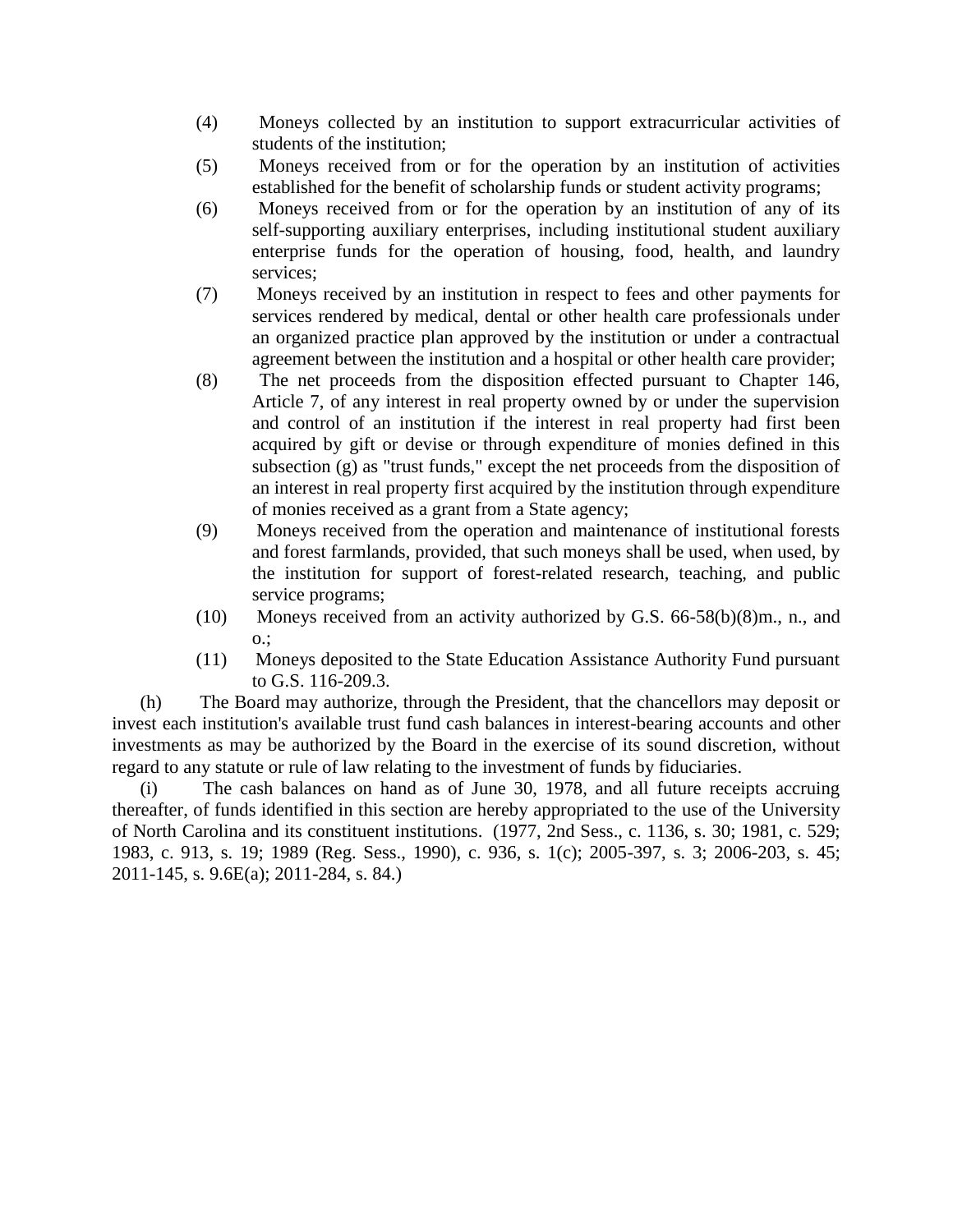(4) Moneys collected by an institution to support extracurricular activities of students of the institution;

(5) Moneys received from or for the operation by an institution of activities established for the benefit of scholarship funds or student activity programs;

(6) Moneys received from or for the operation by an institution of any of its self-supporting auxiliary enterprises, including institutional student auxiliary enterprise funds for the operation of housing, food, health, and laundry services;

(7) Moneys received by an institution in respect to fees and other payments for services rendered by medical, dental or other health care professionals under an organized practice plan approved by the institution or under a contractual agreement between the institution and a hospital or other health care provider;

(8) The net proceeds from the disposition effected pursuant to Chapter 146, Article 7, of any interest in real property owned by or under the supervision and control of an institution if the interest in real property had first been acquired by gift or devise or through expenditure of monies defined in this subsection (g) as "trust funds," except the net proceeds from the disposition of an interest in real property first acquired by the institution through expenditure of monies received as a grant from a State agency;

(9) Moneys received from the operation and maintenance of institutional forests and forest farmlands, provided, that such moneys shall be used, when used, by the institution for support of forest-related research, teaching, and public service programs;

(10) Moneys received from an activity authorized by G.S. 66-58(b)(8)m., n., and o.;

(11) Moneys deposited to the State Education Assistance Authority Fund pursuant to G.S. 116-209.3.

(h) The Board may authorize, through the President, that the chancellors may deposit or invest each institution's available trust fund cash balances in interest-bearing accounts and other investments as may be authorized by the Board in the exercise of its sound discretion, without regard to any statute or rule of law relating to the investment of funds by fiduciaries.

(i) The cash balances on hand as of June 30, 1978, and all future receipts accruing thereafter, of funds identified in this section are hereby appropriated to the use of the University of North Carolina and its constituent institutions. (1977, 2nd Sess., c. 1136, s. 30; 1981, c. 529; 1983, c. 913, s. 19; 1989 (Reg. Sess., 1990), c. 936, s. 1(c); 2005-397, s. 3; 2006-203, s. 45; 2011-145, s. 9.6E(a); 2011-284, s. 84.)